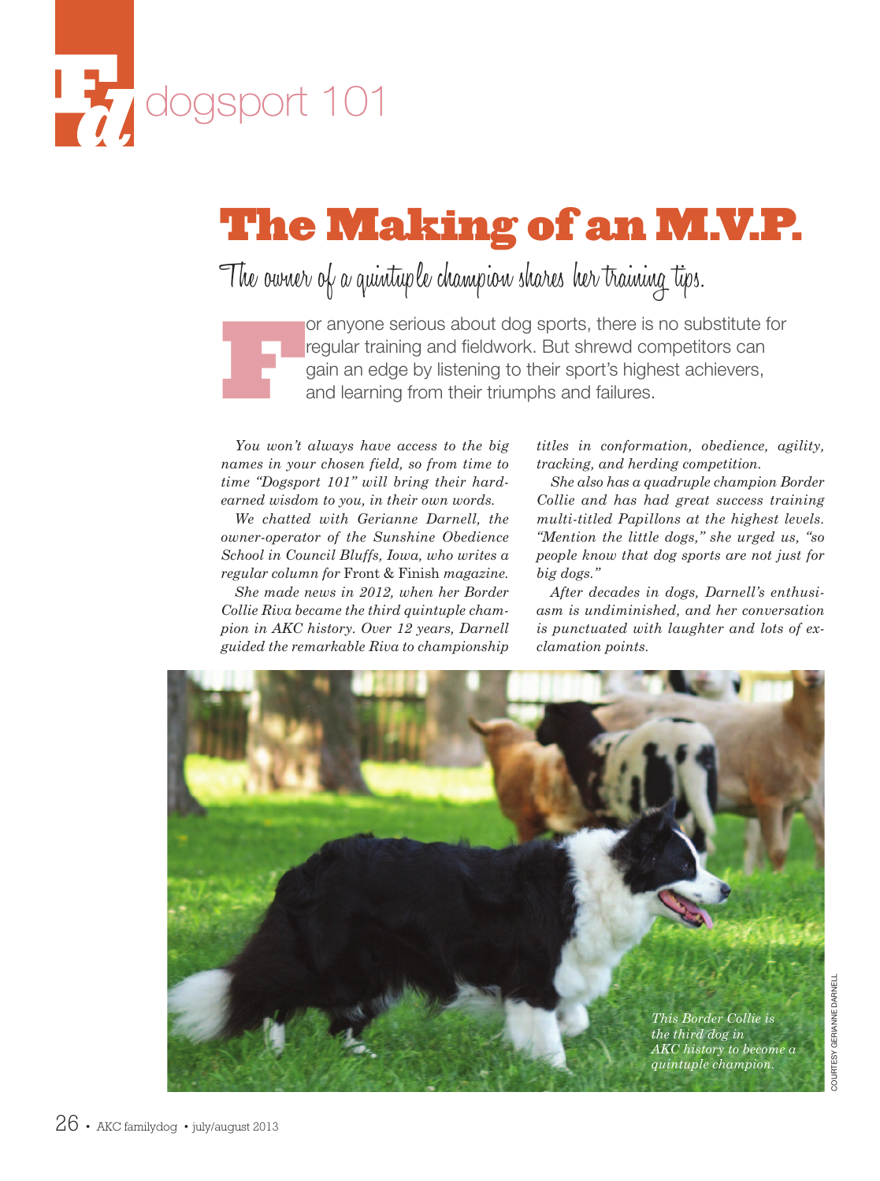# dogsport 101

## The Making of an M.V.P.

### The owner of a quintuple champion shares her training tips.

For anyone serious about dog sports, there is no substitute for regular training and fieldwork. But shrewd competitors can gain an edge by listening to their sport's highest achievers, and learning from their triumphs and failures.

*You won't always have access to the big names in your chosen field, so from time to time "Dogsport 101" will bring their hard-earned wisdom to you, in their own words.*

*We chatted with Gerianne Darnell, the owner-operator of the Sunshine Obedience School in Council Bluffs, Iowa, who writes a regular column for* Front & Finish *magazine.*

*She made news in 2012, when her Border Collie Riva became the third quintuple champion in AKC history. Over 12 years, Darnell guided the remarkable Riva to championship titles in conformation, obedience, agility, tracking, and herding competition.*

*She also has a quadruple champion Border Collie and has had great success training multi-titled Papillons at the highest levels. "Mention the little dogs," she urged us, "so people know that dog sports are not just for big dogs."*

*After decades in dogs, Darnell's enthusiasm is undiminished, and her conversation is punctuated with laughter and lots of exclamation points.*

*This Border Collie is the third dog in AKC history to become a quintuple champion.*

COURTESY GERIANNE DARNELL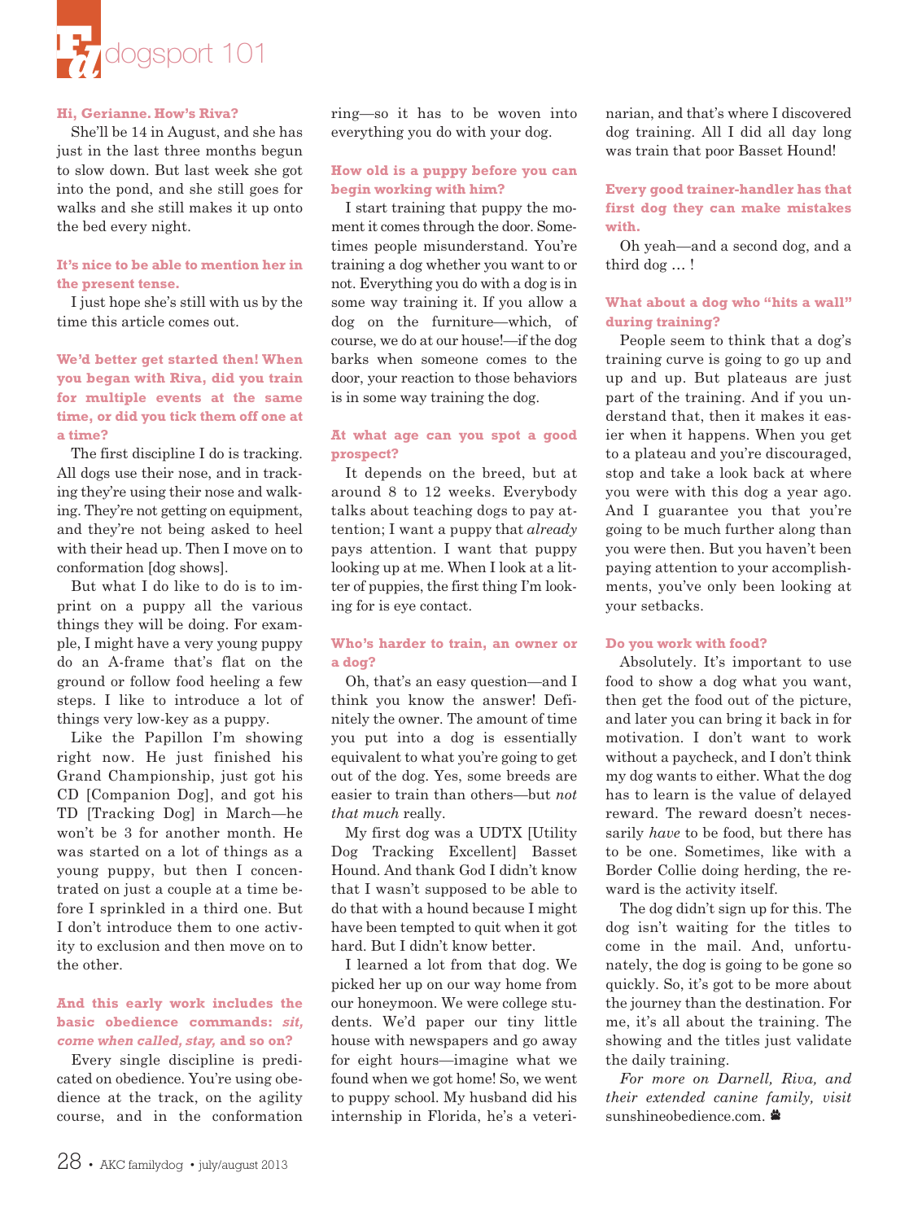**Hi, Gerianne. How's Riva?**

She'll be 14 in August, and she has just in the last three months begun to slow down. But last week she got into the pond, and she still goes for walks and she still makes it up onto the bed every night.

**It's nice to be able to mention her in the present tense.**

I just hope she's still with us by the time this article comes out.

**We'd better get started then! When you began with Riva, did you train for multiple events at the same time, or did you tick them off one at a time?**

The first discipline I do is tracking. All dogs use their nose, and in tracking they're using their nose and walking. They're not getting on equipment, and they're not being asked to heel with their head up. Then I move on to conformation [dog shows].

But what I do like to do is to imprint on a puppy all the various things they will be doing. For example, I might have a very young puppy do an A-frame that's flat on the ground or follow food heeling a few steps. I like to introduce a lot of things very low-key as a puppy.

Like the Papillon I'm showing right now. He just finished his Grand Championship, just got his CD [Companion Dog], and got his TD [Tracking Dog] in March—he won't be 3 for another month. He was started on a lot of things as a young puppy, but then I concentrated on just a couple at a time before I sprinkled in a third one. But I don't introduce them to one activity to exclusion and then move on to the other.

**And this early work includes the basic obedience commands: *sit, come when called, stay,* and so on?**

Every single discipline is predicated on obedience. You're using obedience at the track, on the agility course, and in the conformation ring—so it has to be woven into everything you do with your dog.

**How old is a puppy before you can begin working with him?**

I start training that puppy the moment it comes through the door. Sometimes people misunderstand. You're training a dog whether you want to or not. Everything you do with a dog is in some way training it. If you allow a dog on the furniture—which, of course, we do at our house!—if the dog barks when someone comes to the door, your reaction to those behaviors is in some way training the dog.

**At what age can you spot a good prospect?**

It depends on the breed, but at around 8 to 12 weeks. Everybody talks about teaching dogs to pay attention; I want a puppy that *already* pays attention. I want that puppy looking up at me. When I look at a litter of puppies, the first thing I'm looking for is eye contact.

**Who's harder to train, an owner or a dog?**

Oh, that's an easy question—and I think you know the answer! Definitely the owner. The amount of time you put into a dog is essentially equivalent to what you're going to get out of the dog. Yes, some breeds are easier to train than others—but *not that much* really.

My first dog was a UDTX [Utility Dog Tracking Excellent] Basset Hound. And thank God I didn't know that I wasn't supposed to be able to do that with a hound because I might have been tempted to quit when it got hard. But I didn't know better.

I learned a lot from that dog. We picked her up on our way home from our honeymoon. We were college students. We'd paper our tiny little house with newspapers and go away for eight hours—imagine what we found when we got home! So, we went to puppy school. My husband did his internship in Florida, he's a veterinarian, and that's where I discovered dog training. All I did all day long was train that poor Basset Hound!

**Every good trainer-handler has that first dog they can make mistakes with.**

Oh yeah—and a second dog, and a third dog … !

**What about a dog who "hits a wall" during training?**

People seem to think that a dog's training curve is going to go up and up and up. But plateaus are just part of the training. And if you understand that, then it makes it easier when it happens. When you get to a plateau and you're discouraged, stop and take a look back at where you were with this dog a year ago. And I guarantee you that you're going to be much further along than you were then. But you haven't been paying attention to your accomplishments, you've only been looking at your setbacks.

**Do you work with food?**

Absolutely. It's important to use food to show a dog what you want, then get the food out of the picture, and later you can bring it back in for motivation. I don't want to work without a paycheck, and I don't think my dog wants to either. What the dog has to learn is the value of delayed reward. The reward doesn't necessarily *have* to be food, but there has to be one. Sometimes, like with a Border Collie doing herding, the reward is the activity itself.

The dog didn't sign up for this. The dog isn't waiting for the titles to come in the mail. And, unfortunately, the dog is going to be gone so quickly. So, it's got to be more about the journey than the destination. For me, it's all about the training. The showing and the titles just validate the daily training.

*For more on Darnell, Riva, and their extended canine family, visit* sunshineobedience.com.